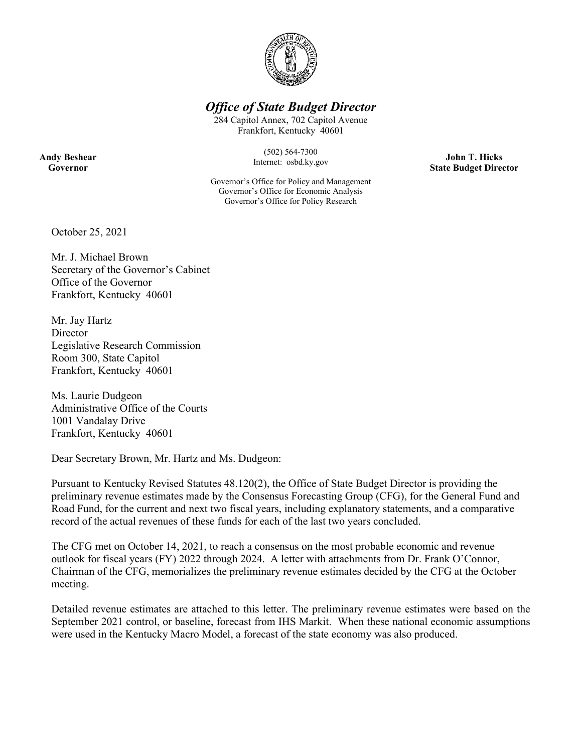# *Office of State Budget Director*

284 Capitol Annex, 702 Capitol Avenue
Frankfort, Kentucky 40601

(502) 564-7300
Internet: osbd.ky.gov

**Andy Beshear**
**Governor**

**John T. Hicks**
**State Budget Director**

Governor's Office for Policy and Management
Governor's Office for Economic Analysis
Governor's Office for Policy Research

October 25, 2021

Mr. J. Michael Brown
Secretary of the Governor's Cabinet
Office of the Governor
Frankfort, Kentucky 40601

Mr. Jay Hartz
Director
Legislative Research Commission
Room 300, State Capitol
Frankfort, Kentucky 40601

Ms. Laurie Dudgeon
Administrative Office of the Courts
1001 Vandalay Drive
Frankfort, Kentucky 40601

Dear Secretary Brown, Mr. Hartz and Ms. Dudgeon:

Pursuant to Kentucky Revised Statutes 48.120(2), the Office of State Budget Director is providing the preliminary revenue estimates made by the Consensus Forecasting Group (CFG), for the General Fund and Road Fund, for the current and next two fiscal years, including explanatory statements, and a comparative record of the actual revenues of these funds for each of the last two years concluded.

The CFG met on October 14, 2021, to reach a consensus on the most probable economic and revenue outlook for fiscal years (FY) 2022 through 2024. A letter with attachments from Dr. Frank O'Connor, Chairman of the CFG, memorializes the preliminary revenue estimates decided by the CFG at the October meeting.

Detailed revenue estimates are attached to this letter. The preliminary revenue estimates were based on the September 2021 control, or baseline, forecast from IHS Markit. When these national economic assumptions were used in the Kentucky Macro Model, a forecast of the state economy was also produced.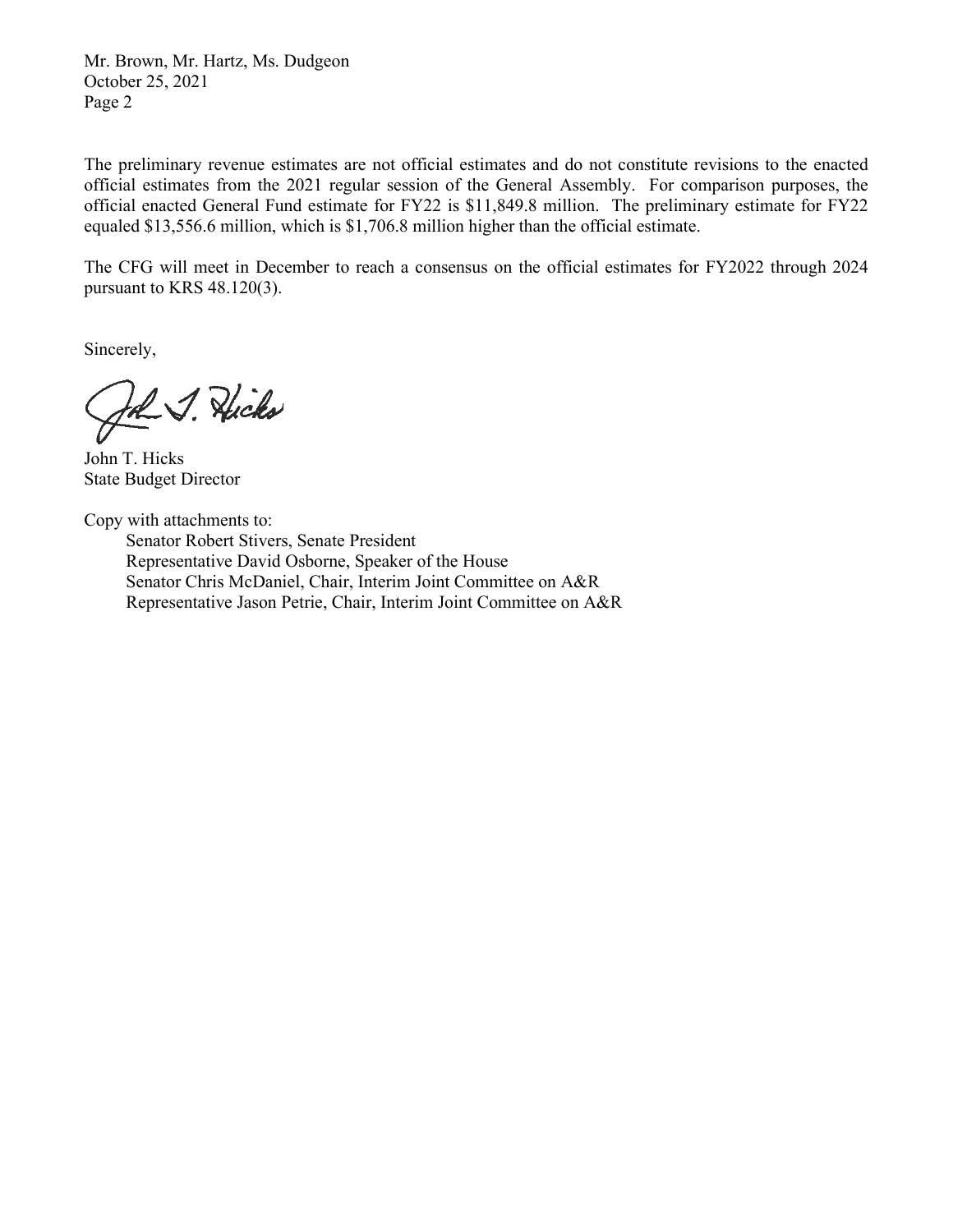The preliminary revenue estimates are not official estimates and do not constitute revisions to the enacted official estimates from the 2021 regular session of the General Assembly. For comparison purposes, the official enacted General Fund estimate for FY22 is $11,849.8 million. The preliminary estimate for FY22 equaled $13,556.6 million, which is $1,706.8 million higher than the official estimate.

The CFG will meet in December to reach a consensus on the official estimates for FY2022 through 2024 pursuant to KRS 48.120(3).

Sincerely,

John T. Hicks
State Budget Director

Copy with attachments to:

Senator Robert Stivers, Senate President
Representative David Osborne, Speaker of the House
Senator Chris McDaniel, Chair, Interim Joint Committee on A&R
Representative Jason Petrie, Chair, Interim Joint Committee on A&R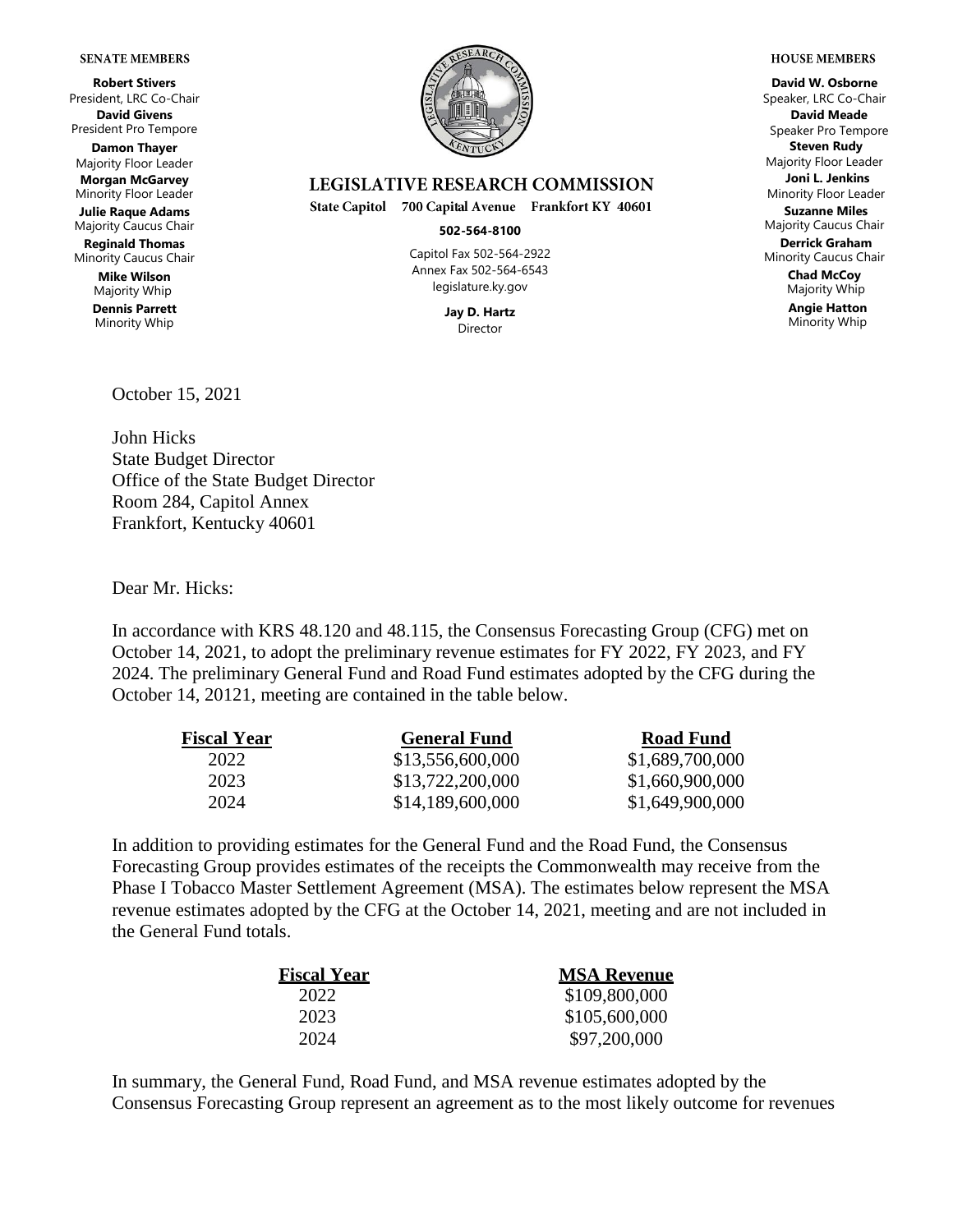**SENATE MEMBERS**

**Robert Stivers**
President, LRC Co-Chair
**David Givens**
President Pro Tempore
**Damon Thayer**
Majority Floor Leader
**Morgan McGarvey**
Minority Floor Leader
**Julie Raque Adams**
Majority Caucus Chair
**Reginald Thomas**
Minority Caucus Chair
**Mike Wilson**
Majority Whip
**Dennis Parrett**
Minority Whip

**LEGISLATIVE RESEARCH COMMISSION**

State Capitol 700 Capital Avenue Frankfort KY 40601

**502-564-8100**

Capitol Fax 502-564-2922
Annex Fax 502-564-6543
legislature.ky.gov

**Jay D. Hartz**
Director

**HOUSE MEMBERS**

**David W. Osborne**
Speaker, LRC Co-Chair
**David Meade**
Speaker Pro Tempore
**Steven Rudy**
Majority Floor Leader
**Joni L. Jenkins**
Minority Floor Leader
**Suzanne Miles**
Majority Caucus Chair
**Derrick Graham**
Minority Caucus Chair
**Chad McCoy**
Majority Whip
**Angie Hatton**
Minority Whip

October 15, 2021

John Hicks
State Budget Director
Office of the State Budget Director
Room 284, Capitol Annex
Frankfort, Kentucky 40601

Dear Mr. Hicks:

In accordance with KRS 48.120 and 48.115, the Consensus Forecasting Group (CFG) met on October 14, 2021, to adopt the preliminary revenue estimates for FY 2022, FY 2023, and FY 2024. The preliminary General Fund and Road Fund estimates adopted by the CFG during the October 14, 20121, meeting are contained in the table below.

| Fiscal Year | General Fund | Road Fund |
|---|---|---|
| 2022 | $13,556,600,000 | $1,689,700,000 |
| 2023 | $13,722,200,000 | $1,660,900,000 |
| 2024 | $14,189,600,000 | $1,649,900,000 |

In addition to providing estimates for the General Fund and the Road Fund, the Consensus Forecasting Group provides estimates of the receipts the Commonwealth may receive from the Phase I Tobacco Master Settlement Agreement (MSA). The estimates below represent the MSA revenue estimates adopted by the CFG at the October 14, 2021, meeting and are not included in the General Fund totals.

| Fiscal Year | MSA Revenue |
|---|---|
| 2022 | $109,800,000 |
| 2023 | $105,600,000 |
| 2024 | $97,200,000 |

In summary, the General Fund, Road Fund, and MSA revenue estimates adopted by the Consensus Forecasting Group represent an agreement as to the most likely outcome for revenues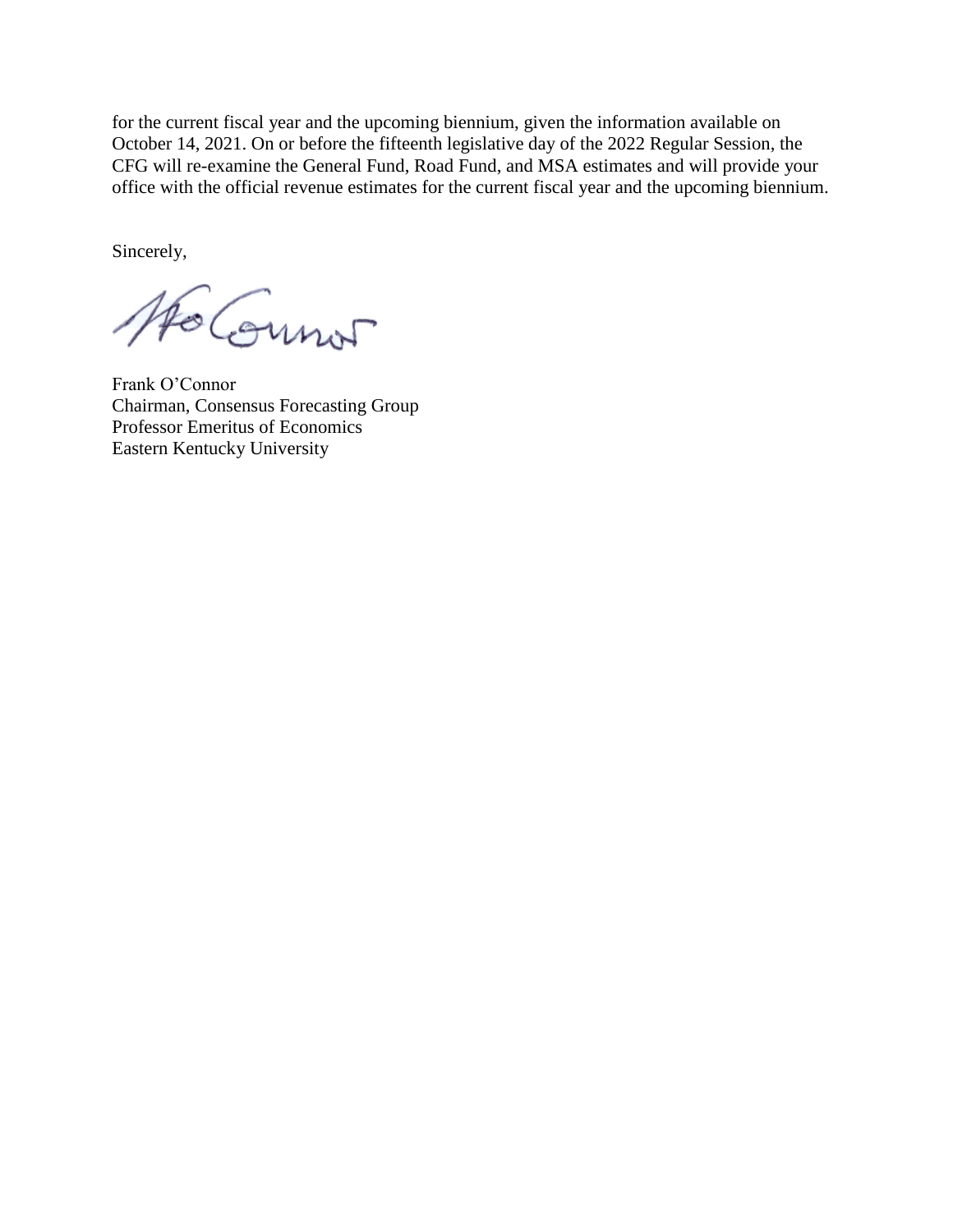for the current fiscal year and the upcoming biennium, given the information available on October 14, 2021. On or before the fifteenth legislative day of the 2022 Regular Session, the CFG will re-examine the General Fund, Road Fund, and MSA estimates and will provide your office with the official revenue estimates for the current fiscal year and the upcoming biennium.

Sincerely,

Frank O'Connor
Chairman, Consensus Forecasting Group
Professor Emeritus of Economics
Eastern Kentucky University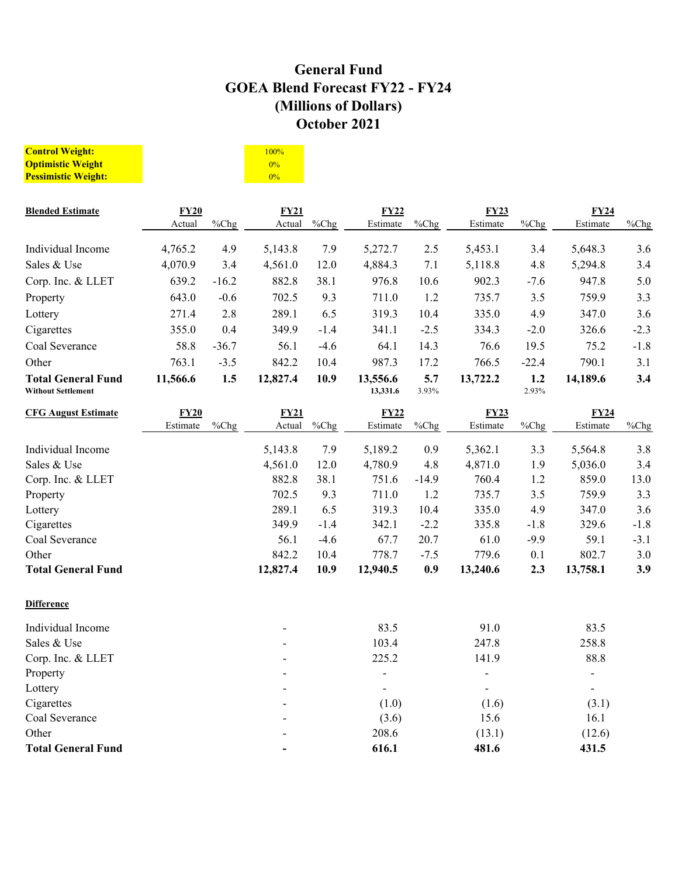# General Fund
# GOEA Blend Forecast FY22 - FY24
# (Millions of Dollars)
# October 2021

| | |
|---|---|
| **Control Weight:** | 100% |
| **Optimistic Weight** | 0% |
| **Pessimistic Weight:** | 0% |

| **Blended Estimate** | **FY20** Actual | %Chg | **FY21** Actual | %Chg | **FY22** Estimate | %Chg | **FY23** Estimate | %Chg | **FY24** Estimate | %Chg |
|---|---|---|---|---|---|---|---|---|---|---|
| Individual Income | 4,765.2 | 4.9 | 5,143.8 | 7.9 | 5,272.7 | 2.5 | 5,453.1 | 3.4 | 5,648.3 | 3.6 |
| Sales & Use | 4,070.9 | 3.4 | 4,561.0 | 12.0 | 4,884.3 | 7.1 | 5,118.8 | 4.8 | 5,294.8 | 3.4 |
| Corp. Inc. & LLET | 639.2 | -16.2 | 882.8 | 38.1 | 976.8 | 10.6 | 902.3 | -7.6 | 947.8 | 5.0 |
| Property | 643.0 | -0.6 | 702.5 | 9.3 | 711.0 | 1.2 | 735.7 | 3.5 | 759.9 | 3.3 |
| Lottery | 271.4 | 2.8 | 289.1 | 6.5 | 319.3 | 10.4 | 335.0 | 4.9 | 347.0 | 3.6 |
| Cigarettes | 355.0 | 0.4 | 349.9 | -1.4 | 341.1 | -2.5 | 334.3 | -2.0 | 326.6 | -2.3 |
| Coal Severance | 58.8 | -36.7 | 56.1 | -4.6 | 64.1 | 14.3 | 76.6 | 19.5 | 75.2 | -1.8 |
| Other | 763.1 | -3.5 | 842.2 | 10.4 | 987.3 | 17.2 | 766.5 | -22.4 | 790.1 | 3.1 |
| **Total General Fund** | **11,566.6** | **1.5** | **12,827.4** | **10.9** | **13,556.6** | **5.7** | **13,722.2** | **1.2** | **14,189.6** | **3.4** |
| **Without Settlement** | | | | | **13,331.6** | 3.93% | | 2.93% | | |

| **CFG August Estimate** | **FY20** Estimate | %Chg | **FY21** Actual | %Chg | **FY22** Estimate | %Chg | **FY23** Estimate | %Chg | **FY24** Estimate | %Chg |
|---|---|---|---|---|---|---|---|---|---|---|
| Individual Income | | | 5,143.8 | 7.9 | 5,189.2 | 0.9 | 5,362.1 | 3.3 | 5,564.8 | 3.8 |
| Sales & Use | | | 4,561.0 | 12.0 | 4,780.9 | 4.8 | 4,871.0 | 1.9 | 5,036.0 | 3.4 |
| Corp. Inc. & LLET | | | 882.8 | 38.1 | 751.6 | -14.9 | 760.4 | 1.2 | 859.0 | 13.0 |
| Property | | | 702.5 | 9.3 | 711.0 | 1.2 | 735.7 | 3.5 | 759.9 | 3.3 |
| Lottery | | | 289.1 | 6.5 | 319.3 | 10.4 | 335.0 | 4.9 | 347.0 | 3.6 |
| Cigarettes | | | 349.9 | -1.4 | 342.1 | -2.2 | 335.8 | -1.8 | 329.6 | -1.8 |
| Coal Severance | | | 56.1 | -4.6 | 67.7 | 20.7 | 61.0 | -9.9 | 59.1 | -3.1 |
| Other | | | 842.2 | 10.4 | 778.7 | -7.5 | 779.6 | 0.1 | 802.7 | 3.0 |
| **Total General Fund** | | | **12,827.4** | **10.9** | **12,940.5** | **0.9** | **13,240.6** | **2.3** | **13,758.1** | **3.9** |

| **Difference** | FY21 | FY22 | FY23 | FY24 |
|---|---|---|---|---|
| Individual Income | - | 83.5 | 91.0 | 83.5 |
| Sales & Use | - | 103.4 | 247.8 | 258.8 |
| Corp. Inc. & LLET | - | 225.2 | 141.9 | 88.8 |
| Property | - | - | - | - |
| Lottery | - | - | - | - |
| Cigarettes | - | (1.0) | (1.6) | (3.1) |
| Coal Severance | - | (3.6) | 15.6 | 16.1 |
| Other | - | 208.6 | (13.1) | (12.6) |
| **Total General Fund** | **-** | **616.1** | **481.6** | **431.5** |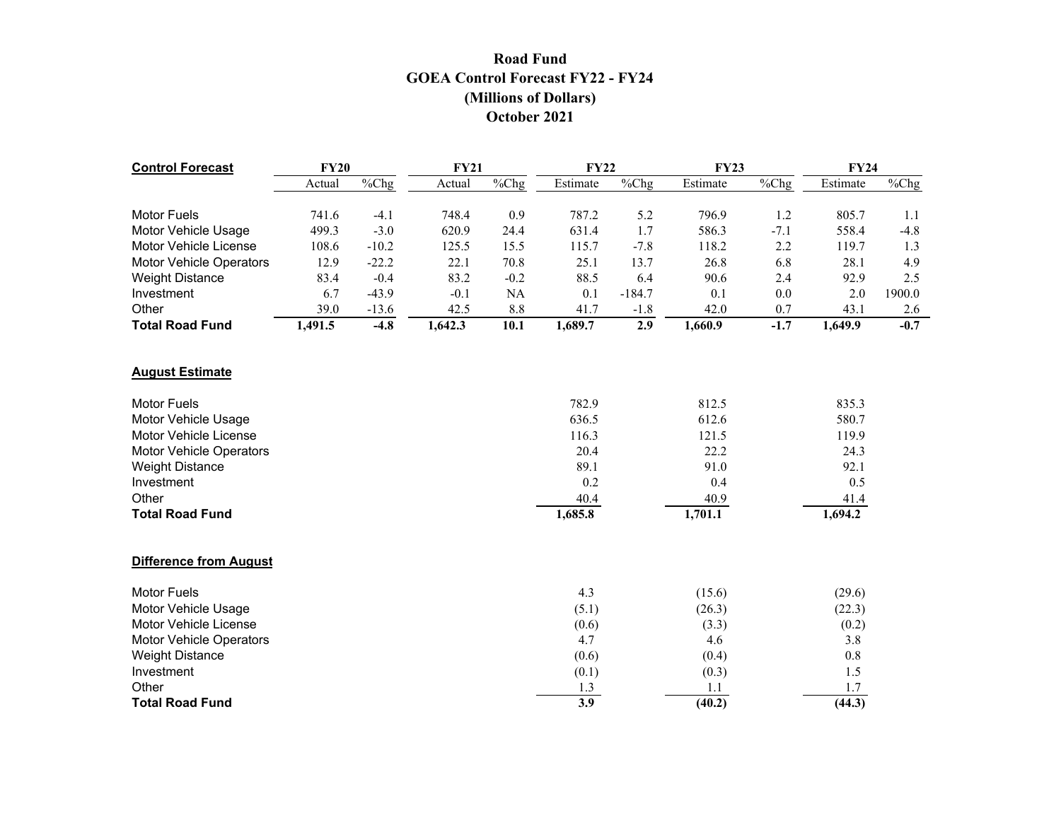# Road Fund
## GOEA Control Forecast FY22 - FY24
## (Millions of Dollars)
## October 2021

| Control Forecast | FY20 | | FY21 | | FY22 | | FY23 | | FY24 | |
|---|---|---|---|---|---|---|---|---|---|---|
| | Actual | %Chg | Actual | %Chg | Estimate | %Chg | Estimate | %Chg | Estimate | %Chg |
| Motor Fuels | 741.6 | -4.1 | 748.4 | 0.9 | 787.2 | 5.2 | 796.9 | 1.2 | 805.7 | 1.1 |
| Motor Vehicle Usage | 499.3 | -3.0 | 620.9 | 24.4 | 631.4 | 1.7 | 586.3 | -7.1 | 558.4 | -4.8 |
| Motor Vehicle License | 108.6 | -10.2 | 125.5 | 15.5 | 115.7 | -7.8 | 118.2 | 2.2 | 119.7 | 1.3 |
| Motor Vehicle Operators | 12.9 | -22.2 | 22.1 | 70.8 | 25.1 | 13.7 | 26.8 | 6.8 | 28.1 | 4.9 |
| Weight Distance | 83.4 | -0.4 | 83.2 | -0.2 | 88.5 | 6.4 | 90.6 | 2.4 | 92.9 | 2.5 |
| Investment | 6.7 | -43.9 | -0.1 | NA | 0.1 | -184.7 | 0.1 | 0.0 | 2.0 | 1900.0 |
| Other | 39.0 | -13.6 | 42.5 | 8.8 | 41.7 | -1.8 | 42.0 | 0.7 | 43.1 | 2.6 |
| **Total Road Fund** | **1,491.5** | **-4.8** | **1,642.3** | **10.1** | **1,689.7** | **2.9** | **1,660.9** | **-1.7** | **1,649.9** | **-0.7** |

| August Estimate | FY22 | FY23 | FY24 |
|---|---|---|---|
| Motor Fuels | 782.9 | 812.5 | 835.3 |
| Motor Vehicle Usage | 636.5 | 612.6 | 580.7 |
| Motor Vehicle License | 116.3 | 121.5 | 119.9 |
| Motor Vehicle Operators | 20.4 | 22.2 | 24.3 |
| Weight Distance | 89.1 | 91.0 | 92.1 |
| Investment | 0.2 | 0.4 | 0.5 |
| Other | 40.4 | 40.9 | 41.4 |
| **Total Road Fund** | **1,685.8** | **1,701.1** | **1,694.2** |

| Difference from August | FY22 | FY23 | FY24 |
|---|---|---|---|
| Motor Fuels | 4.3 | (15.6) | (29.6) |
| Motor Vehicle Usage | (5.1) | (26.3) | (22.3) |
| Motor Vehicle License | (0.6) | (3.3) | (0.2) |
| Motor Vehicle Operators | 4.7 | 4.6 | 3.8 |
| Weight Distance | (0.6) | (0.4) | 0.8 |
| Investment | (0.1) | (0.3) | 1.5 |
| Other | 1.3 | 1.1 | 1.7 |
| **Total Road Fund** | **3.9** | **(40.2)** | **(44.3)** |